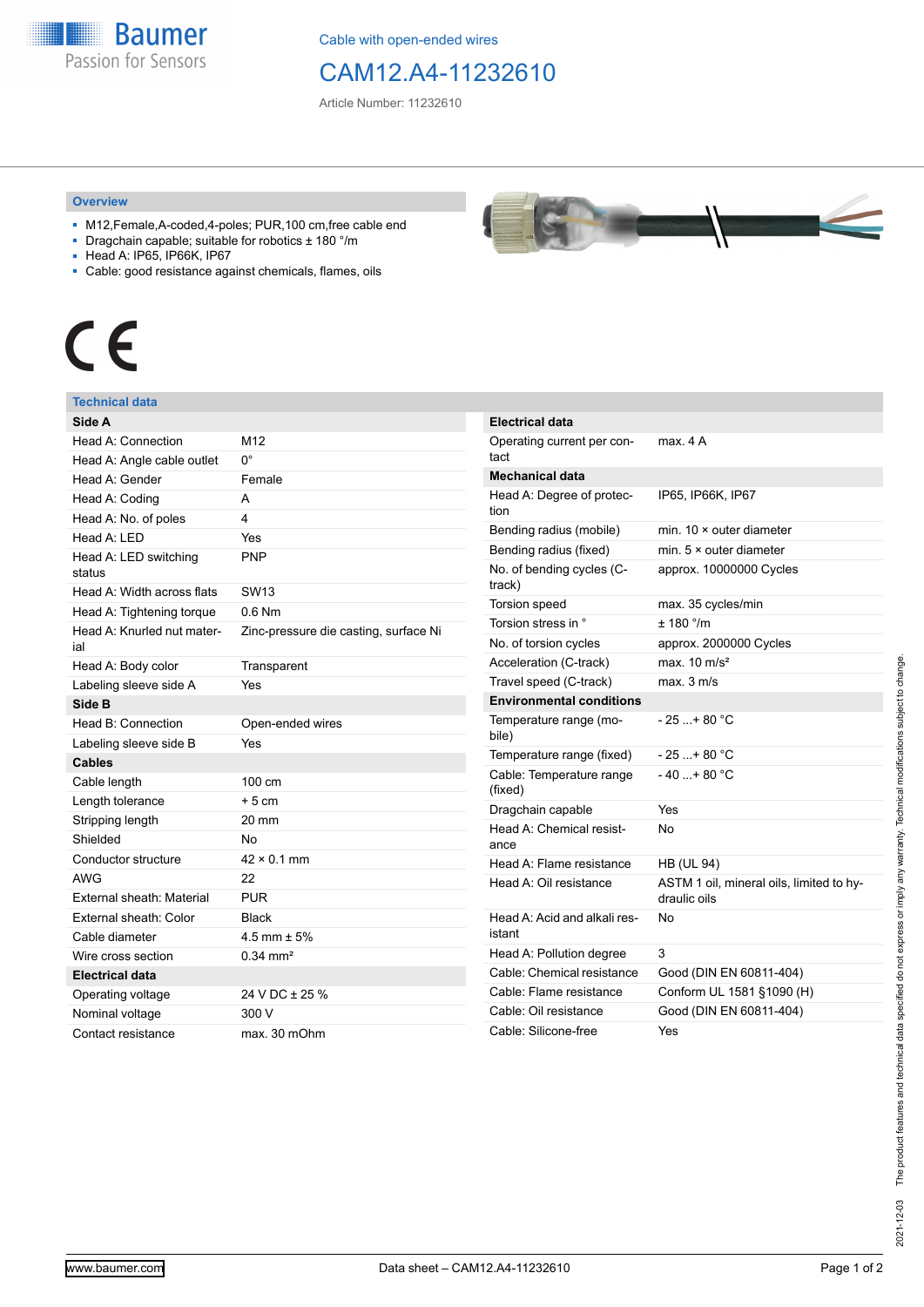Baumer
Passion for Sensors

Cable with open-ended wires

# CAM12.A4-11232610

Article Number: 11232610

## Overview

- M12,Female,A-coded,4-poles; PUR,100 cm,free cable end
- Dragchain capable; suitable for robotics ± 180 °/m
- Head A: IP65, IP66K, IP67
- Cable: good resistance against chemicals, flames, oils

CE

## Technical data

| Side A | |
|---|---|
| Head A: Connection | M12 |
| Head A: Angle cable outlet | 0° |
| Head A: Gender | Female |
| Head A: Coding | A |
| Head A: No. of poles | 4 |
| Head A: LED | Yes |
| Head A: LED switching status | PNP |
| Head A: Width across flats | SW13 |
| Head A: Tightening torque | 0.6 Nm |
| Head A: Knurled nut material | Zinc-pressure die casting, surface Ni |
| Head A: Body color | Transparent |
| Labeling sleeve side A | Yes |
| **Side B** | |
| Head B: Connection | Open-ended wires |
| Labeling sleeve side B | Yes |
| **Cables** | |
| Cable length | 100 cm |
| Length tolerance | + 5 cm |
| Stripping length | 20 mm |
| Shielded | No |
| Conductor structure | 42 × 0.1 mm |
| AWG | 22 |
| External sheath: Material | PUR |
| External sheath: Color | Black |
| Cable diameter | 4.5 mm ± 5% |
| Wire cross section | 0.34 mm² |
| **Electrical data** | |
| Operating voltage | 24 V DC ± 25 % |
| Nominal voltage | 300 V |
| Contact resistance | max. 30 mOhm |

| Electrical data | |
|---|---|
| Operating current per contact | max. 4 A |
| **Mechanical data** | |
| Head A: Degree of protection | IP65, IP66K, IP67 |
| Bending radius (mobile) | min. 10 × outer diameter |
| Bending radius (fixed) | min. 5 × outer diameter |
| No. of bending cycles (C-track) | approx. 10000000 Cycles |
| Torsion speed | max. 35 cycles/min |
| Torsion stress in ° | ± 180 °/m |
| No. of torsion cycles | approx. 2000000 Cycles |
| Acceleration (C-track) | max. 10 m/s² |
| Travel speed (C-track) | max. 3 m/s |
| **Environmental conditions** | |
| Temperature range (mobile) | - 25 ...+ 80 °C |
| Temperature range (fixed) | - 25 ...+ 80 °C |
| Cable: Temperature range (fixed) | - 40 ...+ 80 °C |
| Dragchain capable | Yes |
| Head A: Chemical resistance | No |
| Head A: Flame resistance | HB (UL 94) |
| Head A: Oil resistance | ASTM 1 oil, mineral oils, limited to hydraulic oils |
| Head A: Acid and alkali resistant | No |
| Head A: Pollution degree | 3 |
| Cable: Chemical resistance | Good (DIN EN 60811-404) |
| Cable: Flame resistance | Conform UL 1581 §1090 (H) |
| Cable: Oil resistance | Good (DIN EN 60811-404) |
| Cable: Silicone-free | Yes |

2021-12-03 The product features and technical data specified do not express or imply any warranty. Technical modifications subject to change.

www.baumer.com — Data sheet – CAM12.A4-11232610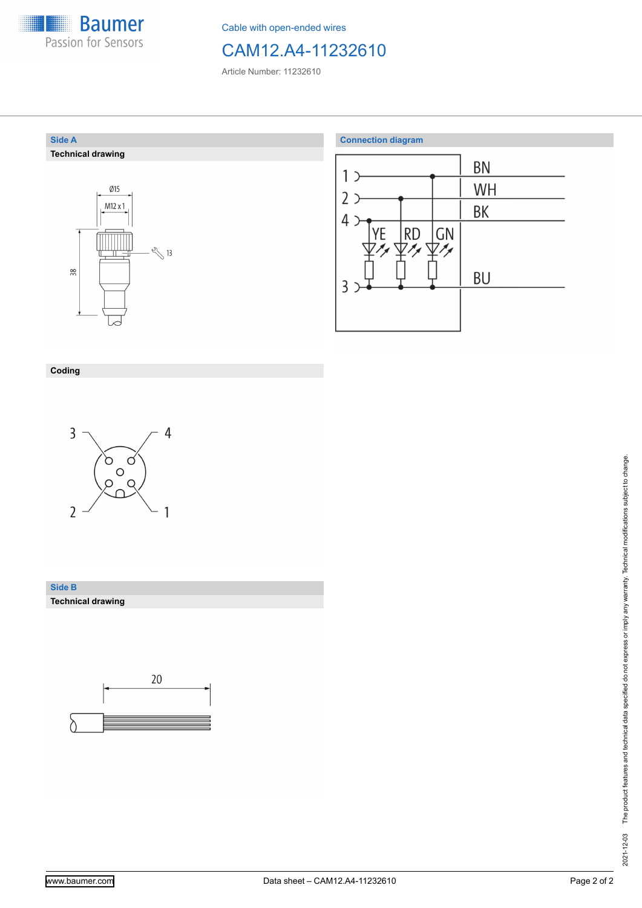Cable with open-ended wires

# CAM12.A4-11232610

Article Number: 11232610

## Side A

### Technical drawing

Ø15

M12 x 1

13

38

## Connection diagram

1

2

4

3

BN

WH

BK

YE

RD

GN

BU

### Coding

3

4

2

1

## Side B

### Technical drawing

20

2021-12-03 The product features and technical data specified do not express or imply any warranty. Technical modifications subject to change.

www.baumer.com

Data sheet – CAM12.A4-11232610